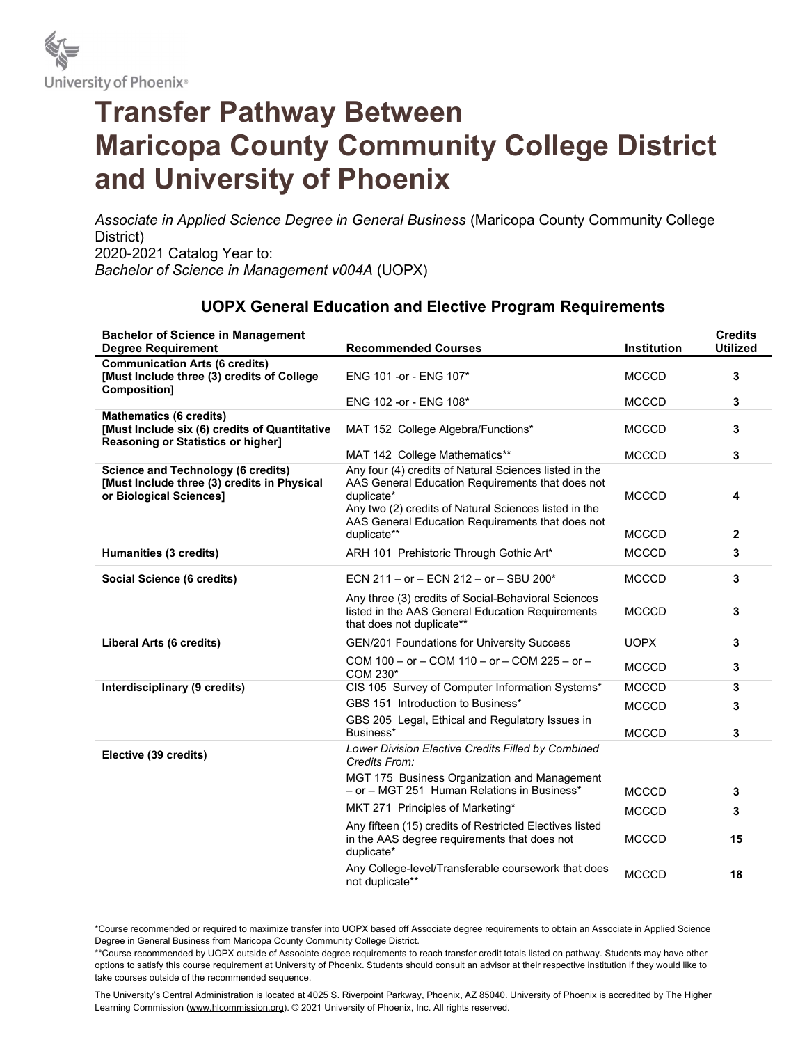# Transfer Pathway Between Maricopa County Community College District and University of Phoenix

*Associate in Applied Science Degree in General Business* (Maricopa County Community College District)
2020-2021 Catalog Year to:
*Bachelor of Science in Management v004A* (UOPX)

## UOPX General Education and Elective Program Requirements

| Bachelor of Science in Management Degree Requirement | Recommended Courses | Institution | Credits Utilized |
|---|---|---|---|
| **Communication Arts (6 credits) [Must Include three (3) credits of College Composition]** | ENG 101 -or - ENG 107* | MCCCD | 3 |
| | ENG 102 -or - ENG 108* | MCCCD | 3 |
| **Mathematics (6 credits) [Must Include six (6) credits of Quantitative Reasoning or Statistics or higher]** | MAT 152 College Algebra/Functions* | MCCCD | 3 |
| | MAT 142 College Mathematics** | MCCCD | 3 |
| **Science and Technology (6 credits) [Must Include three (3) credits in Physical or Biological Sciences]** | Any four (4) credits of Natural Sciences listed in the AAS General Education Requirements that does not duplicate* | MCCCD | 4 |
| | Any two (2) credits of Natural Sciences listed in the AAS General Education Requirements that does not duplicate** | MCCCD | 2 |
| **Humanities (3 credits)** | ARH 101 Prehistoric Through Gothic Art* | MCCCD | 3 |
| **Social Science (6 credits)** | ECN 211 – or – ECN 212 – or – SBU 200* | MCCCD | 3 |
| | Any three (3) credits of Social-Behavioral Sciences listed in the AAS General Education Requirements that does not duplicate** | MCCCD | 3 |
| **Liberal Arts (6 credits)** | GEN/201 Foundations for University Success | UOPX | 3 |
| | COM 100 – or – COM 110 – or – COM 225 – or – COM 230* | MCCCD | 3 |
| **Interdisciplinary (9 credits)** | CIS 105 Survey of Computer Information Systems* | MCCCD | 3 |
| | GBS 151 Introduction to Business* | MCCCD | 3 |
| | GBS 205 Legal, Ethical and Regulatory Issues in Business* | MCCCD | 3 |
| **Elective (39 credits)** | *Lower Division Elective Credits Filled by Combined Credits From:* | | |
| | MGT 175 Business Organization and Management – or – MGT 251 Human Relations in Business* | MCCCD | 3 |
| | MKT 271 Principles of Marketing* | MCCCD | 3 |
| | Any fifteen (15) credits of Restricted Electives listed in the AAS degree requirements that does not duplicate* | MCCCD | 15 |
| | Any College-level/Transferable coursework that does not duplicate** | MCCCD | 18 |

*Course recommended or required to maximize transfer into UOPX based off Associate degree requirements to obtain an Associate in Applied Science Degree in General Business from Maricopa County Community College District.

**Course recommended by UOPX outside of Associate degree requirements to reach transfer credit totals listed on pathway. Students may have other options to satisfy this course requirement at University of Phoenix. Students should consult an advisor at their respective institution if they would like to take courses outside of the recommended sequence.

The University's Central Administration is located at 4025 S. Riverpoint Parkway, Phoenix, AZ 85040. University of Phoenix is accredited by The Higher Learning Commission (www.hlcommission.org). © 2021 University of Phoenix, Inc. All rights reserved.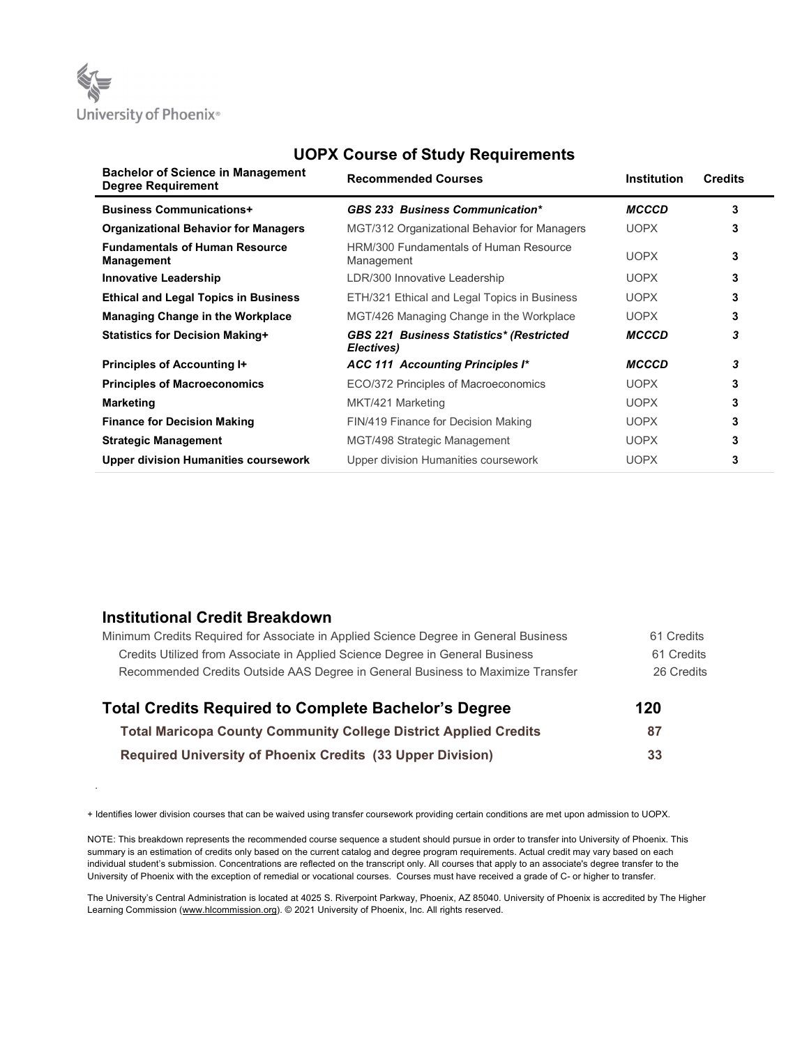University of Phoenix®

## UOPX Course of Study Requirements

| Bachelor of Science in Management Degree Requirement | Recommended Courses | Institution | Credits |
|---|---|---|---|
| **Business Communications+** | ***GBS 233 Business Communication**** | ***MCCCD*** | **3** |
| **Organizational Behavior for Managers** | MGT/312 Organizational Behavior for Managers | UOPX | **3** |
| **Fundamentals of Human Resource Management** | HRM/300 Fundamentals of Human Resource Management | UOPX | **3** |
| **Innovative Leadership** | LDR/300 Innovative Leadership | UOPX | **3** |
| **Ethical and Legal Topics in Business** | ETH/321 Ethical and Legal Topics in Business | UOPX | **3** |
| **Managing Change in the Workplace** | MGT/426 Managing Change in the Workplace | UOPX | **3** |
| **Statistics for Decision Making+** | ***GBS 221 Business Statistics* (Restricted Electives)*** | ***MCCCD*** | ***3*** |
| **Principles of Accounting I+** | ***ACC 111 Accounting Principles I**** | ***MCCCD*** | ***3*** |
| **Principles of Macroeconomics** | ECO/372 Principles of Macroeconomics | UOPX | **3** |
| **Marketing** | MKT/421 Marketing | UOPX | **3** |
| **Finance for Decision Making** | FIN/419 Finance for Decision Making | UOPX | **3** |
| **Strategic Management** | MGT/498 Strategic Management | UOPX | **3** |
| **Upper division Humanities coursework** | Upper division Humanities coursework | UOPX | **3** |

## Institutional Credit Breakdown

| | |
|---|---|
| Minimum Credits Required for Associate in Applied Science Degree in General Business | 61 Credits |
| Credits Utilized from Associate in Applied Science Degree in General Business | 61 Credits |
| Recommended Credits Outside AAS Degree in General Business to Maximize Transfer | 26 Credits |

| | |
|---|---|
| **Total Credits Required to Complete Bachelor's Degree** | **120** |
| **Total Maricopa County Community College District Applied Credits** | **87** |
| **Required University of Phoenix Credits (33 Upper Division)** | **33** |

+ Identifies lower division courses that can be waived using transfer coursework providing certain conditions are met upon admission to UOPX.

NOTE: This breakdown represents the recommended course sequence a student should pursue in order to transfer into University of Phoenix. This summary is an estimation of credits only based on the current catalog and degree program requirements. Actual credit may vary based on each individual student's submission. Concentrations are reflected on the transcript only. All courses that apply to an associate's degree transfer to the University of Phoenix with the exception of remedial or vocational courses. Courses must have received a grade of C- or higher to transfer.

The University's Central Administration is located at 4025 S. Riverpoint Parkway, Phoenix, AZ 85040. University of Phoenix is accredited by The Higher Learning Commission (www.hlcommission.org). © 2021 University of Phoenix, Inc. All rights reserved.